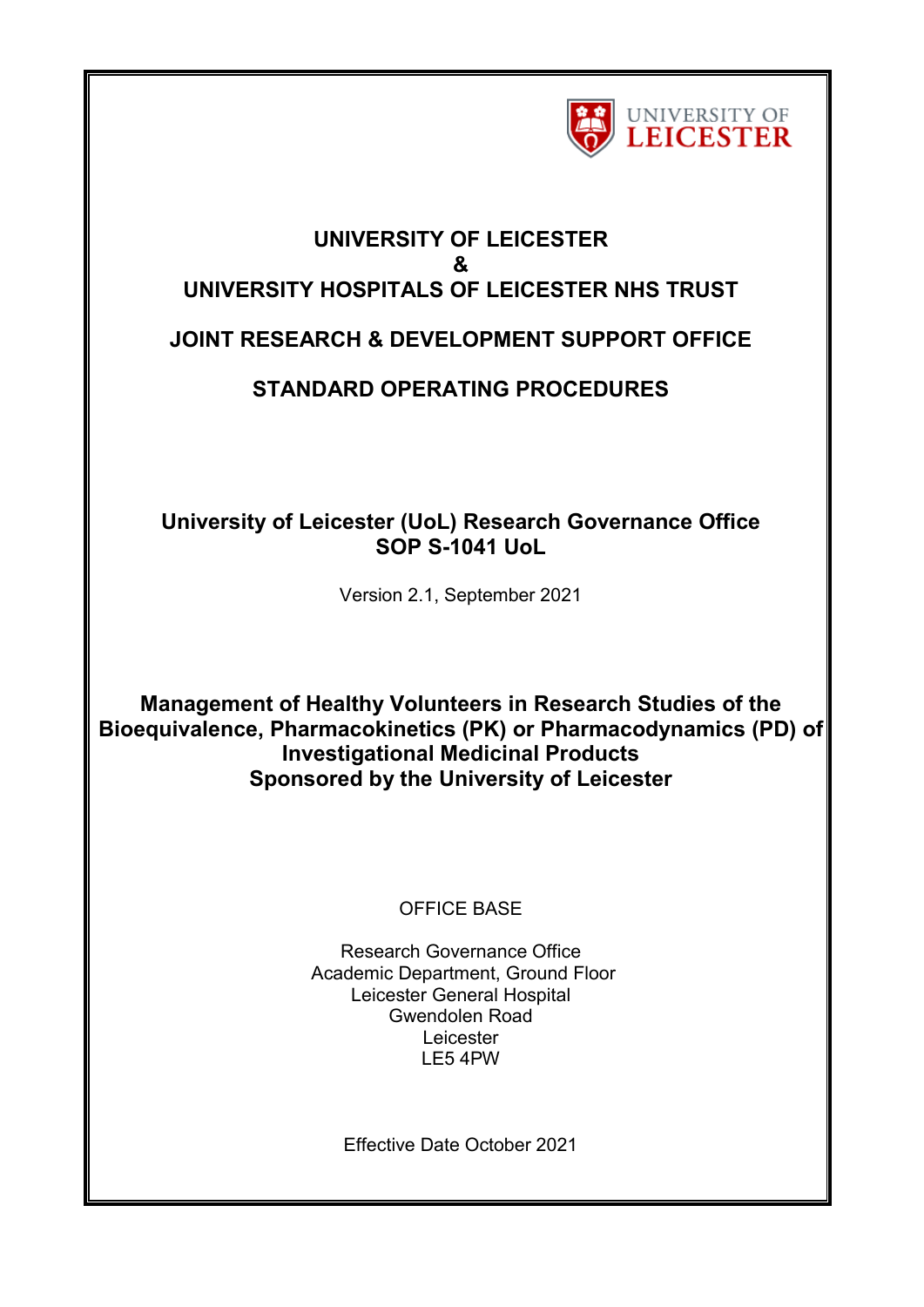UNIVERSITY OF LEICESTER

# UNIVERSITY OF LEICESTER
# &
# UNIVERSITY HOSPITALS OF LEICESTER NHS TRUST

## JOINT RESEARCH & DEVELOPMENT SUPPORT OFFICE

## STANDARD OPERATING PROCEDURES

**University of Leicester (UoL) Research Governance Office**
**SOP S-1041 UoL**

Version 2.1, September 2021

## Management of Healthy Volunteers in Research Studies of the Bioequivalence, Pharmacokinetics (PK) or Pharmacodynamics (PD) of Investigational Medicinal Products Sponsored by the University of Leicester

OFFICE BASE

Research Governance Office
Academic Department, Ground Floor
Leicester General Hospital
Gwendolen Road
Leicester
LE5 4PW

Effective Date October 2021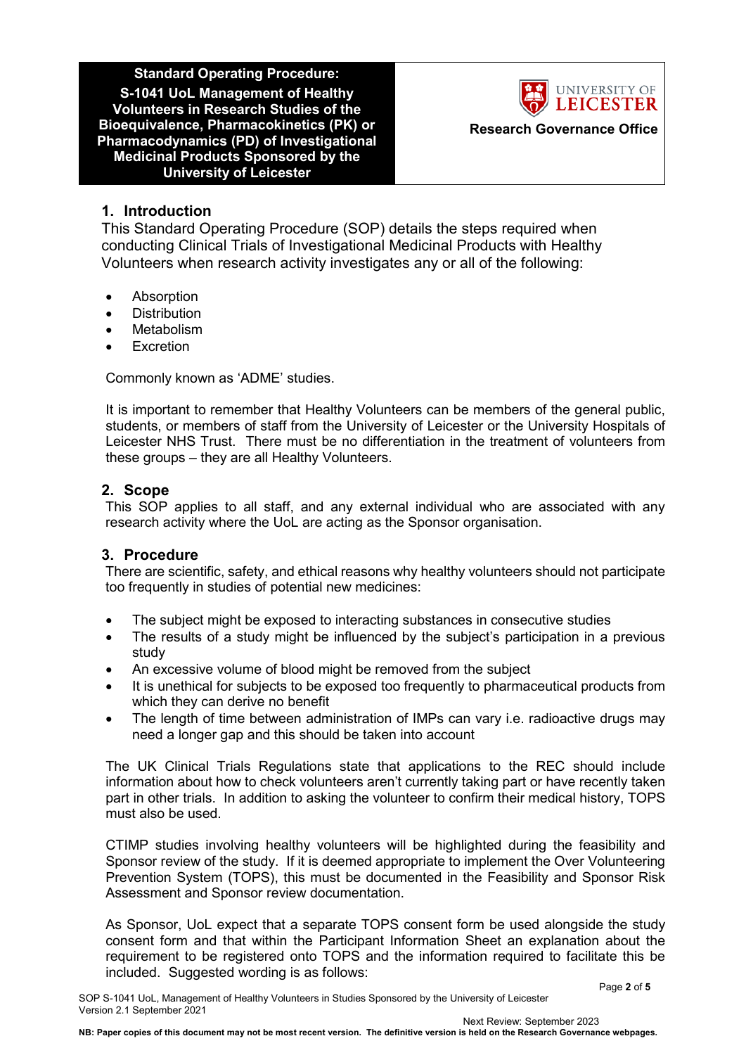**Standard Operating Procedure:**
**S-1041 UoL Management of Healthy Volunteers in Research Studies of the Bioequivalence, Pharmacokinetics (PK) or Pharmacodynamics (PD) of Investigational Medicinal Products Sponsored by the University of Leicester**

**Research Governance Office**

## 1. Introduction

This Standard Operating Procedure (SOP) details the steps required when conducting Clinical Trials of Investigational Medicinal Products with Healthy Volunteers when research activity investigates any or all of the following:

- Absorption
- Distribution
- Metabolism
- Excretion

Commonly known as 'ADME' studies.

It is important to remember that Healthy Volunteers can be members of the general public, students, or members of staff from the University of Leicester or the University Hospitals of Leicester NHS Trust. There must be no differentiation in the treatment of volunteers from these groups – they are all Healthy Volunteers.

## 2. Scope

This SOP applies to all staff, and any external individual who are associated with any research activity where the UoL are acting as the Sponsor organisation.

## 3. Procedure

There are scientific, safety, and ethical reasons why healthy volunteers should not participate too frequently in studies of potential new medicines:

- The subject might be exposed to interacting substances in consecutive studies
- The results of a study might be influenced by the subject's participation in a previous study
- An excessive volume of blood might be removed from the subject
- It is unethical for subjects to be exposed too frequently to pharmaceutical products from which they can derive no benefit
- The length of time between administration of IMPs can vary i.e. radioactive drugs may need a longer gap and this should be taken into account

The UK Clinical Trials Regulations state that applications to the REC should include information about how to check volunteers aren't currently taking part or have recently taken part in other trials. In addition to asking the volunteer to confirm their medical history, TOPS must also be used.

CTIMP studies involving healthy volunteers will be highlighted during the feasibility and Sponsor review of the study. If it is deemed appropriate to implement the Over Volunteering Prevention System (TOPS), this must be documented in the Feasibility and Sponsor Risk Assessment and Sponsor review documentation.

As Sponsor, UoL expect that a separate TOPS consent form be used alongside the study consent form and that within the Participant Information Sheet an explanation about the requirement to be registered onto TOPS and the information required to facilitate this be included. Suggested wording is as follows: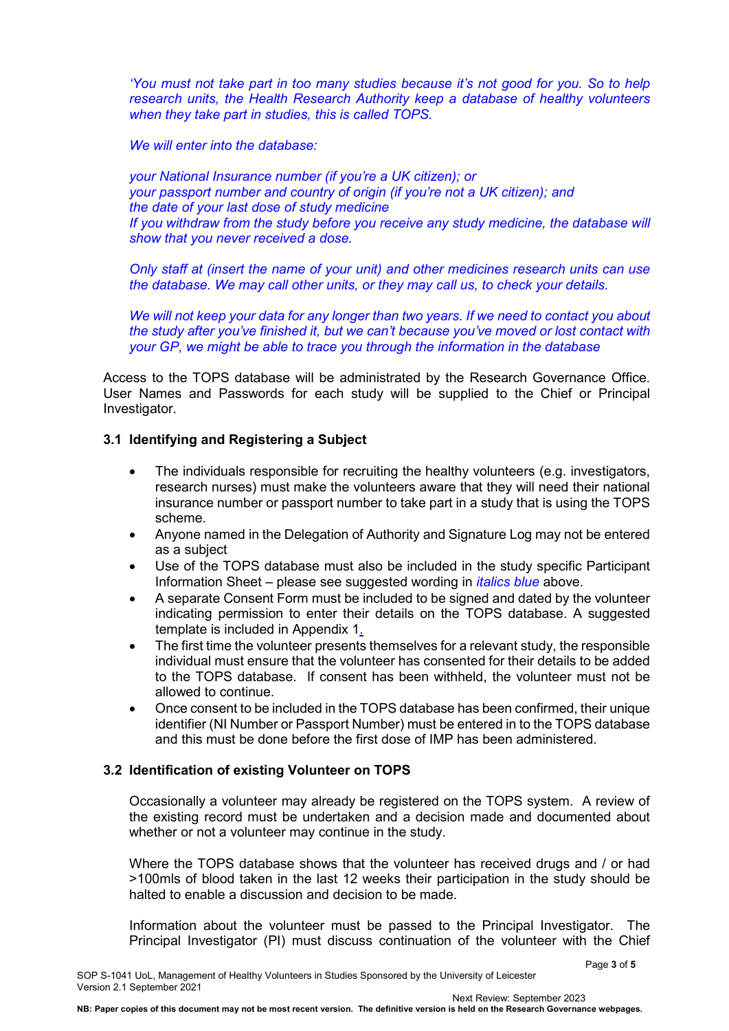*'You must not take part in too many studies because it's not good for you. So to help research units, the Health Research Authority keep a database of healthy volunteers when they take part in studies, this is called TOPS.*

*We will enter into the database:*

*your National Insurance number (if you're a UK citizen); or*
*your passport number and country of origin (if you're not a UK citizen); and*
*the date of your last dose of study medicine*
*If you withdraw from the study before you receive any study medicine, the database will show that you never received a dose.*

*Only staff at (insert the name of your unit) and other medicines research units can use the database. We may call other units, or they may call us, to check your details.*

*We will not keep your data for any longer than two years. If we need to contact you about the study after you've finished it, but we can't because you've moved or lost contact with your GP, we might be able to trace you through the information in the database*

Access to the TOPS database will be administrated by the Research Governance Office. User Names and Passwords for each study will be supplied to the Chief or Principal Investigator.

### 3.1 Identifying and Registering a Subject

- The individuals responsible for recruiting the healthy volunteers (e.g. investigators, research nurses) must make the volunteers aware that they will need their national insurance number or passport number to take part in a study that is using the TOPS scheme.
- Anyone named in the Delegation of Authority and Signature Log may not be entered as a subject
- Use of the TOPS database must also be included in the study specific Participant Information Sheet – please see suggested wording in *italics blue* above.
- A separate Consent Form must be included to be signed and dated by the volunteer indicating permission to enter their details on the TOPS database. A suggested template is included in Appendix 1.
- The first time the volunteer presents themselves for a relevant study, the responsible individual must ensure that the volunteer has consented for their details to be added to the TOPS database. If consent has been withheld, the volunteer must not be allowed to continue.
- Once consent to be included in the TOPS database has been confirmed, their unique identifier (NI Number or Passport Number) must be entered in to the TOPS database and this must be done before the first dose of IMP has been administered.

### 3.2 Identification of existing Volunteer on TOPS

Occasionally a volunteer may already be registered on the TOPS system. A review of the existing record must be undertaken and a decision made and documented about whether or not a volunteer may continue in the study.

Where the TOPS database shows that the volunteer has received drugs and / or had >100mls of blood taken in the last 12 weeks their participation in the study should be halted to enable a discussion and decision to be made.

Information about the volunteer must be passed to the Principal Investigator. The Principal Investigator (PI) must discuss continuation of the volunteer with the Chief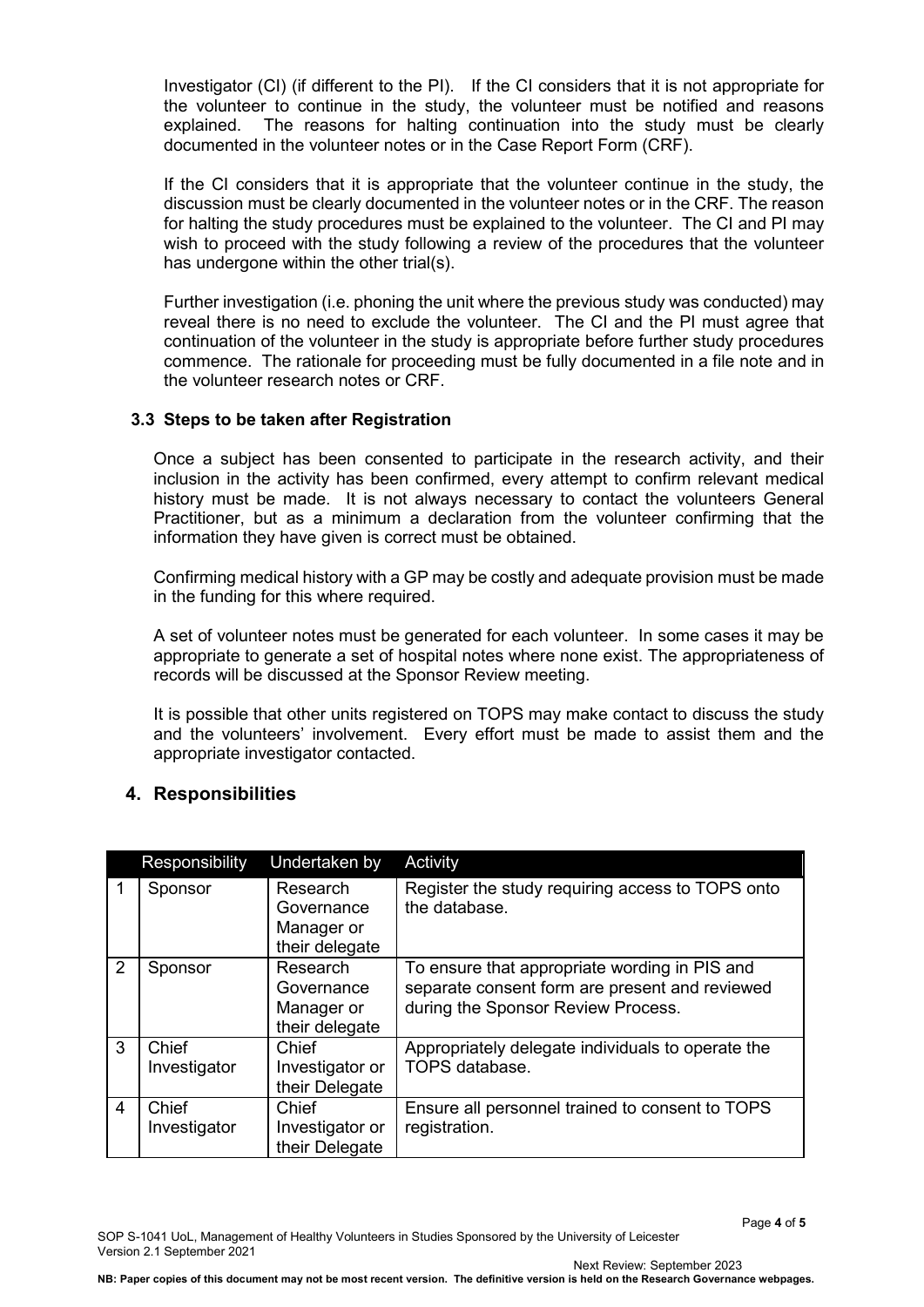Investigator (CI) (if different to the PI). If the CI considers that it is not appropriate for the volunteer to continue in the study, the volunteer must be notified and reasons explained. The reasons for halting continuation into the study must be clearly documented in the volunteer notes or in the Case Report Form (CRF).

If the CI considers that it is appropriate that the volunteer continue in the study, the discussion must be clearly documented in the volunteer notes or in the CRF. The reason for halting the study procedures must be explained to the volunteer. The CI and PI may wish to proceed with the study following a review of the procedures that the volunteer has undergone within the other trial(s).

Further investigation (i.e. phoning the unit where the previous study was conducted) may reveal there is no need to exclude the volunteer. The CI and the PI must agree that continuation of the volunteer in the study is appropriate before further study procedures commence. The rationale for proceeding must be fully documented in a file note and in the volunteer research notes or CRF.

### 3.3 Steps to be taken after Registration

Once a subject has been consented to participate in the research activity, and their inclusion in the activity has been confirmed, every attempt to confirm relevant medical history must be made. It is not always necessary to contact the volunteers General Practitioner, but as a minimum a declaration from the volunteer confirming that the information they have given is correct must be obtained.

Confirming medical history with a GP may be costly and adequate provision must be made in the funding for this where required.

A set of volunteer notes must be generated for each volunteer. In some cases it may be appropriate to generate a set of hospital notes where none exist. The appropriateness of records will be discussed at the Sponsor Review meeting.

It is possible that other units registered on TOPS may make contact to discuss the study and the volunteers' involvement. Every effort must be made to assist them and the appropriate investigator contacted.

## 4. Responsibilities

| | Responsibility | Undertaken by | Activity |
|---|---|---|---|
| 1 | Sponsor | Research Governance Manager or their delegate | Register the study requiring access to TOPS onto the database. |
| 2 | Sponsor | Research Governance Manager or their delegate | To ensure that appropriate wording in PIS and separate consent form are present and reviewed during the Sponsor Review Process. |
| 3 | Chief Investigator | Chief Investigator or their Delegate | Appropriately delegate individuals to operate the TOPS database. |
| 4 | Chief Investigator | Chief Investigator or their Delegate | Ensure all personnel trained to consent to TOPS registration. |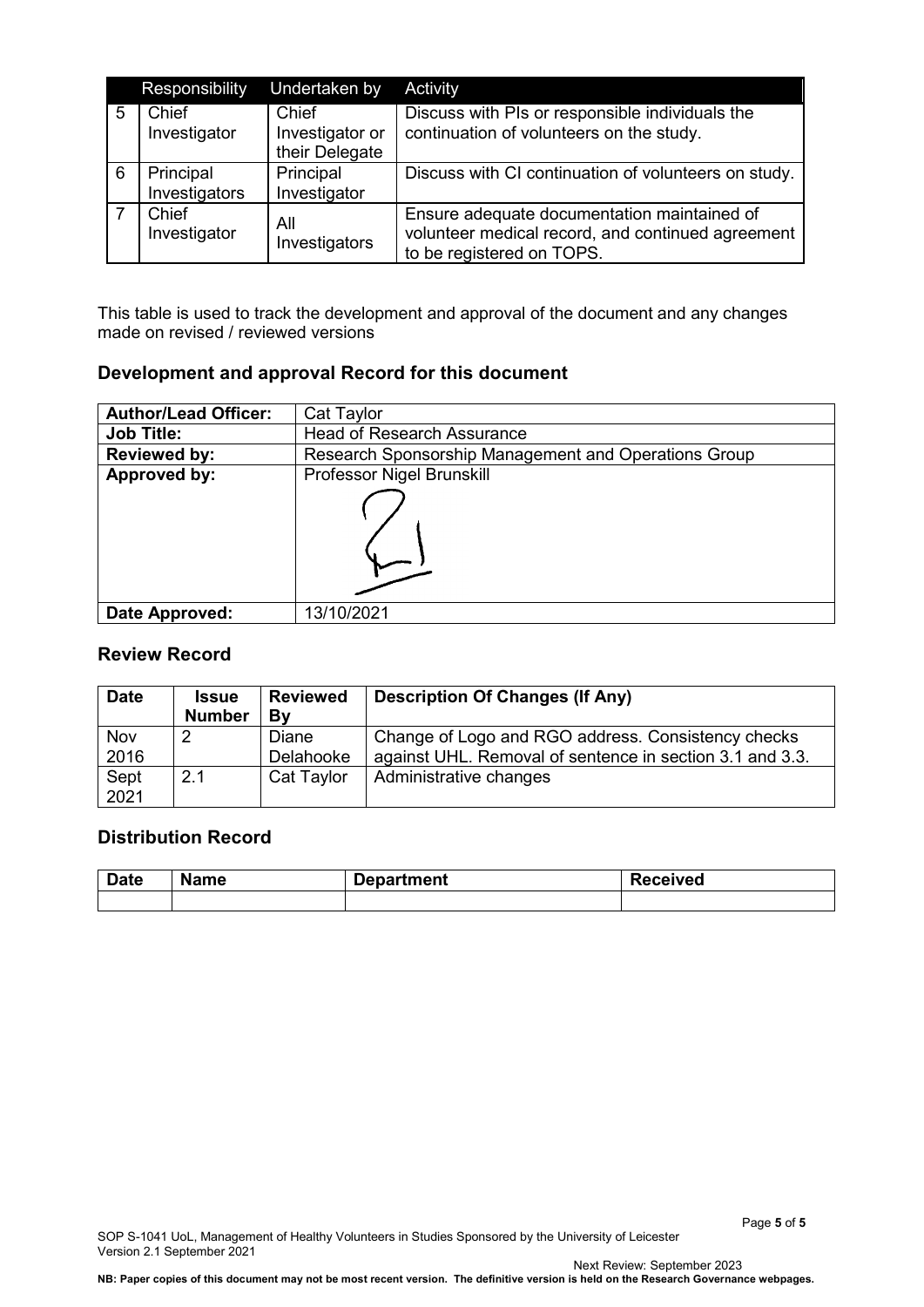| | Responsibility | Undertaken by | Activity |
|---|---|---|---|
| 5 | Chief Investigator | Chief Investigator or their Delegate | Discuss with PIs or responsible individuals the continuation of volunteers on the study. |
| 6 | Principal Investigators | Principal Investigator | Discuss with CI continuation of volunteers on study. |
| 7 | Chief Investigator | All Investigators | Ensure adequate documentation maintained of volunteer medical record, and continued agreement to be registered on TOPS. |

This table is used to track the development and approval of the document and any changes made on revised / reviewed versions

### Development and approval Record for this document

| | |
|---|---|
| **Author/Lead Officer:** | Cat Taylor |
| **Job Title:** | Head of Research Assurance |
| **Reviewed by:** | Research Sponsorship Management and Operations Group |
| **Approved by:** | Professor Nigel Brunskill |
| **Date Approved:** | 13/10/2021 |

### Review Record

| Date | Issue Number | Reviewed By | Description Of Changes (If Any) |
|---|---|---|---|
| Nov 2016 | 2 | Diane Delahooke | Change of Logo and RGO address. Consistency checks against UHL. Removal of sentence in section 3.1 and 3.3. |
| Sept 2021 | 2.1 | Cat Taylor | Administrative changes |

### Distribution Record

| Date | Name | Department | Received |
|---|---|---|---|
| | | | |